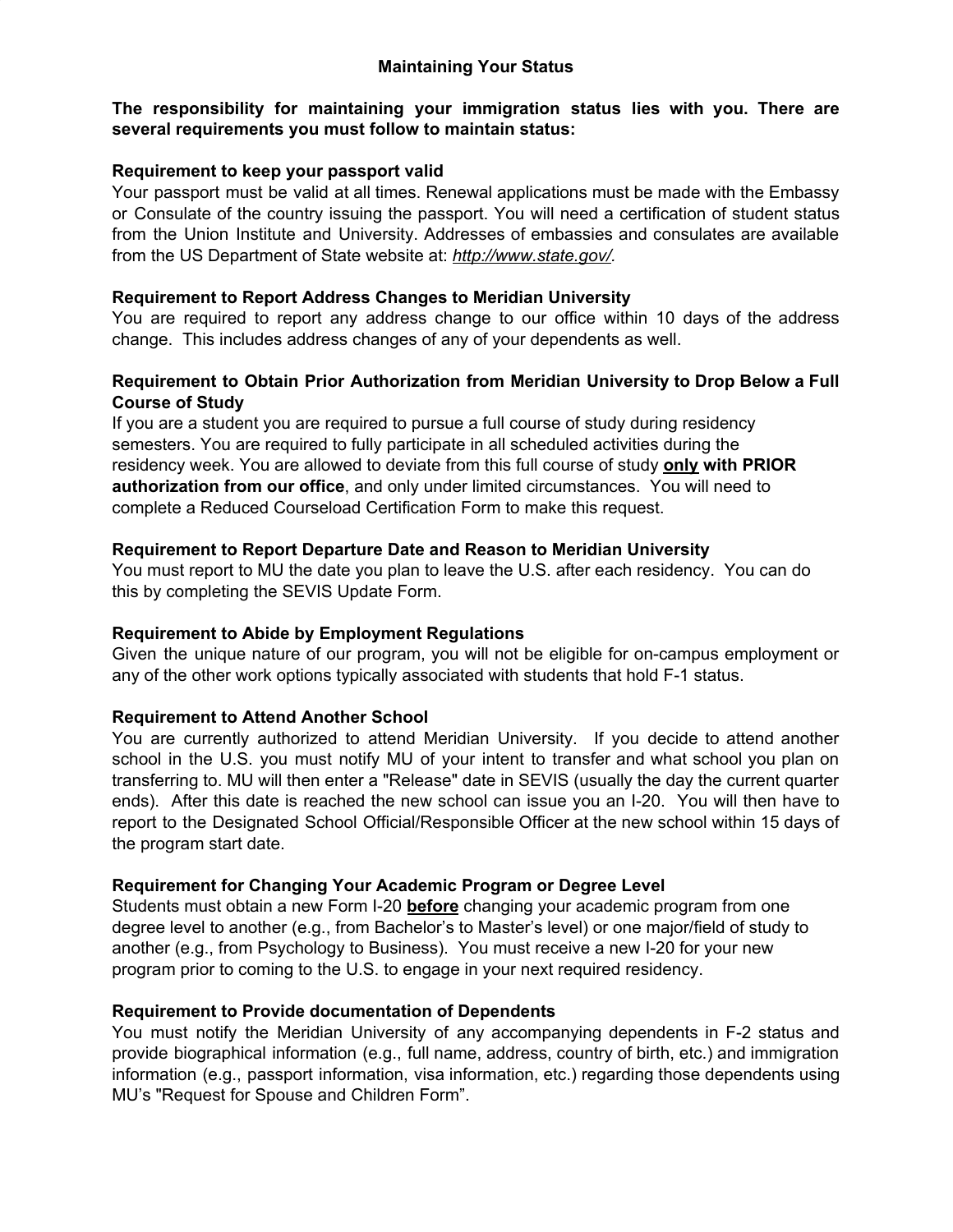# Maintaining Your Status

**The responsibility for maintaining your immigration status lies with you. There are several requirements you must follow to maintain status:**

### Requirement to keep your passport valid

Your passport must be valid at all times. Renewal applications must be made with the Embassy or Consulate of the country issuing the passport. You will need a certification of student status from the Union Institute and University. Addresses of embassies and consulates are available from the US Department of State website at: *http://www.state.gov/*.

### Requirement to Report Address Changes to Meridian University

You are required to report any address change to our office within 10 days of the address change. This includes address changes of any of your dependents as well.

### Requirement to Obtain Prior Authorization from Meridian University to Drop Below a Full Course of Study

If you are a student you are required to pursue a full course of study during residency semesters. You are required to fully participate in all scheduled activities during the residency week. You are allowed to deviate from this full course of study **only with PRIOR authorization from our office**, and only under limited circumstances. You will need to complete a Reduced Courseload Certification Form to make this request.

### Requirement to Report Departure Date and Reason to Meridian University

You must report to MU the date you plan to leave the U.S. after each residency. You can do this by completing the SEVIS Update Form.

### Requirement to Abide by Employment Regulations

Given the unique nature of our program, you will not be eligible for on-campus employment or any of the other work options typically associated with students that hold F-1 status.

### Requirement to Attend Another School

You are currently authorized to attend Meridian University. If you decide to attend another school in the U.S. you must notify MU of your intent to transfer and what school you plan on transferring to. MU will then enter a "Release" date in SEVIS (usually the day the current quarter ends). After this date is reached the new school can issue you an I-20. You will then have to report to the Designated School Official/Responsible Officer at the new school within 15 days of the program start date.

### Requirement for Changing Your Academic Program or Degree Level

Students must obtain a new Form I-20 **before** changing your academic program from one degree level to another (e.g., from Bachelor's to Master's level) or one major/field of study to another (e.g., from Psychology to Business). You must receive a new I-20 for your new program prior to coming to the U.S. to engage in your next required residency.

### Requirement to Provide documentation of Dependents

You must notify the Meridian University of any accompanying dependents in F-2 status and provide biographical information (e.g., full name, address, country of birth, etc.) and immigration information (e.g., passport information, visa information, etc.) regarding those dependents using MU's "Request for Spouse and Children Form".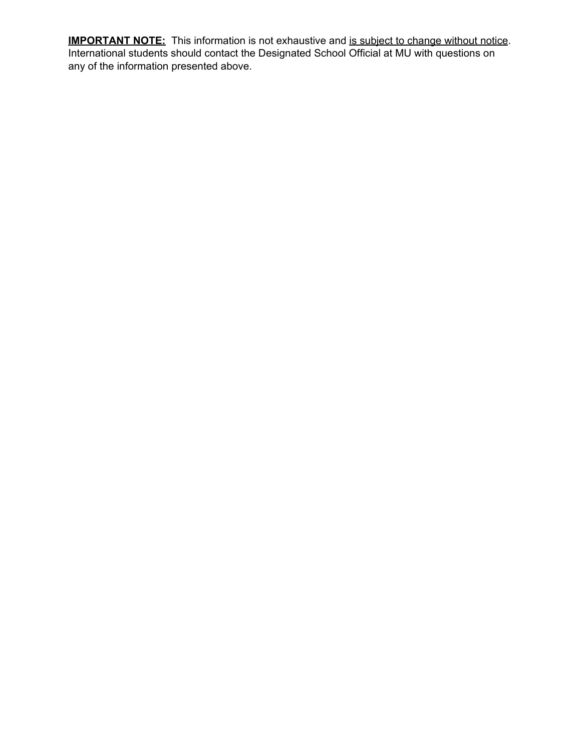**<u>IMPORTANT NOTE:</u>** This information is not exhaustive and <u>is subject to change without notice</u>. International students should contact the Designated School Official at MU with questions on any of the information presented above.